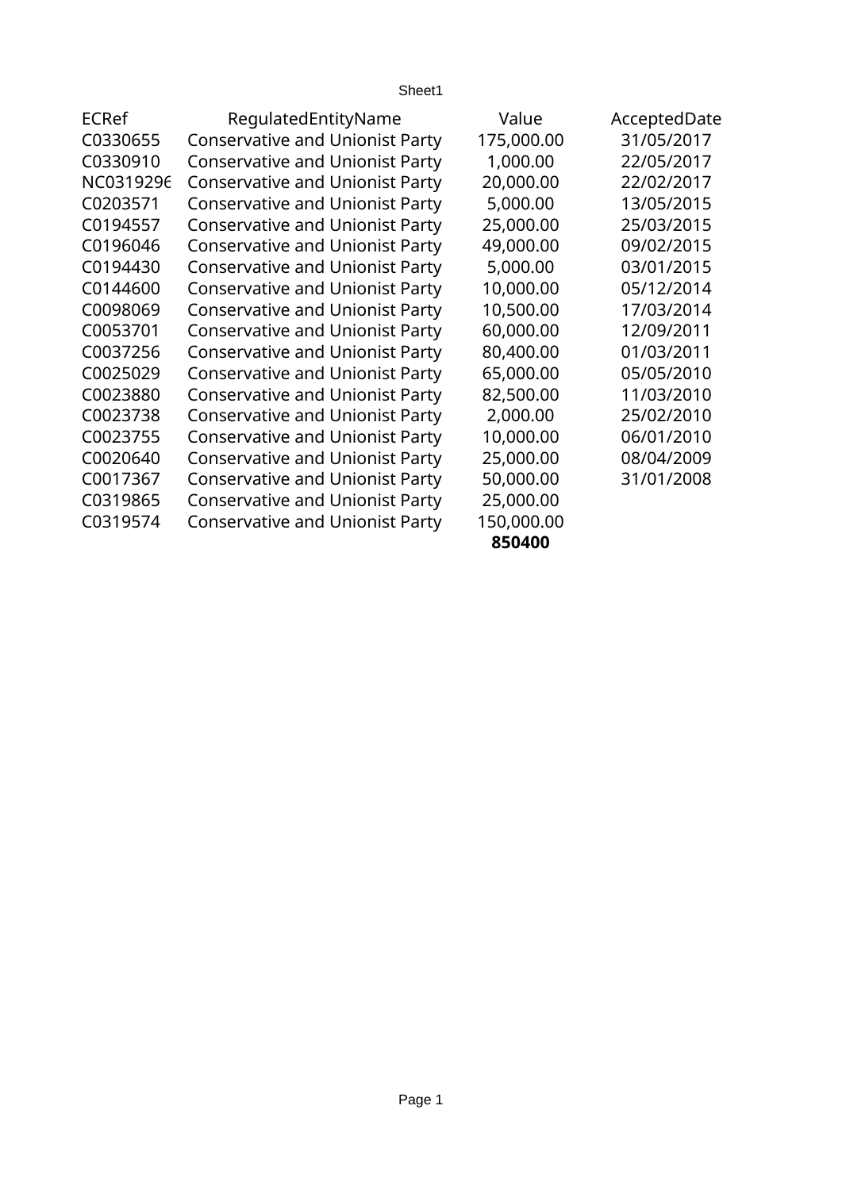| ECRef | RegulatedEntityName | Value | AcceptedDate |
|---|---|---|---|
| C0330655 | Conservative and Unionist Party | 175,000.00 | 31/05/2017 |
| C0330910 | Conservative and Unionist Party | 1,000.00 | 22/05/2017 |
| NC0319296 | Conservative and Unionist Party | 20,000.00 | 22/02/2017 |
| C0203571 | Conservative and Unionist Party | 5,000.00 | 13/05/2015 |
| C0194557 | Conservative and Unionist Party | 25,000.00 | 25/03/2015 |
| C0196046 | Conservative and Unionist Party | 49,000.00 | 09/02/2015 |
| C0194430 | Conservative and Unionist Party | 5,000.00 | 03/01/2015 |
| C0144600 | Conservative and Unionist Party | 10,000.00 | 05/12/2014 |
| C0098069 | Conservative and Unionist Party | 10,500.00 | 17/03/2014 |
| C0053701 | Conservative and Unionist Party | 60,000.00 | 12/09/2011 |
| C0037256 | Conservative and Unionist Party | 80,400.00 | 01/03/2011 |
| C0025029 | Conservative and Unionist Party | 65,000.00 | 05/05/2010 |
| C0023880 | Conservative and Unionist Party | 82,500.00 | 11/03/2010 |
| C0023738 | Conservative and Unionist Party | 2,000.00 | 25/02/2010 |
| C0023755 | Conservative and Unionist Party | 10,000.00 | 06/01/2010 |
| C0020640 | Conservative and Unionist Party | 25,000.00 | 08/04/2009 |
| C0017367 | Conservative and Unionist Party | 50,000.00 | 31/01/2008 |
| C0319865 | Conservative and Unionist Party | 25,000.00 | |
| C0319574 | Conservative and Unionist Party | 150,000.00 | |
| | | **850400** | |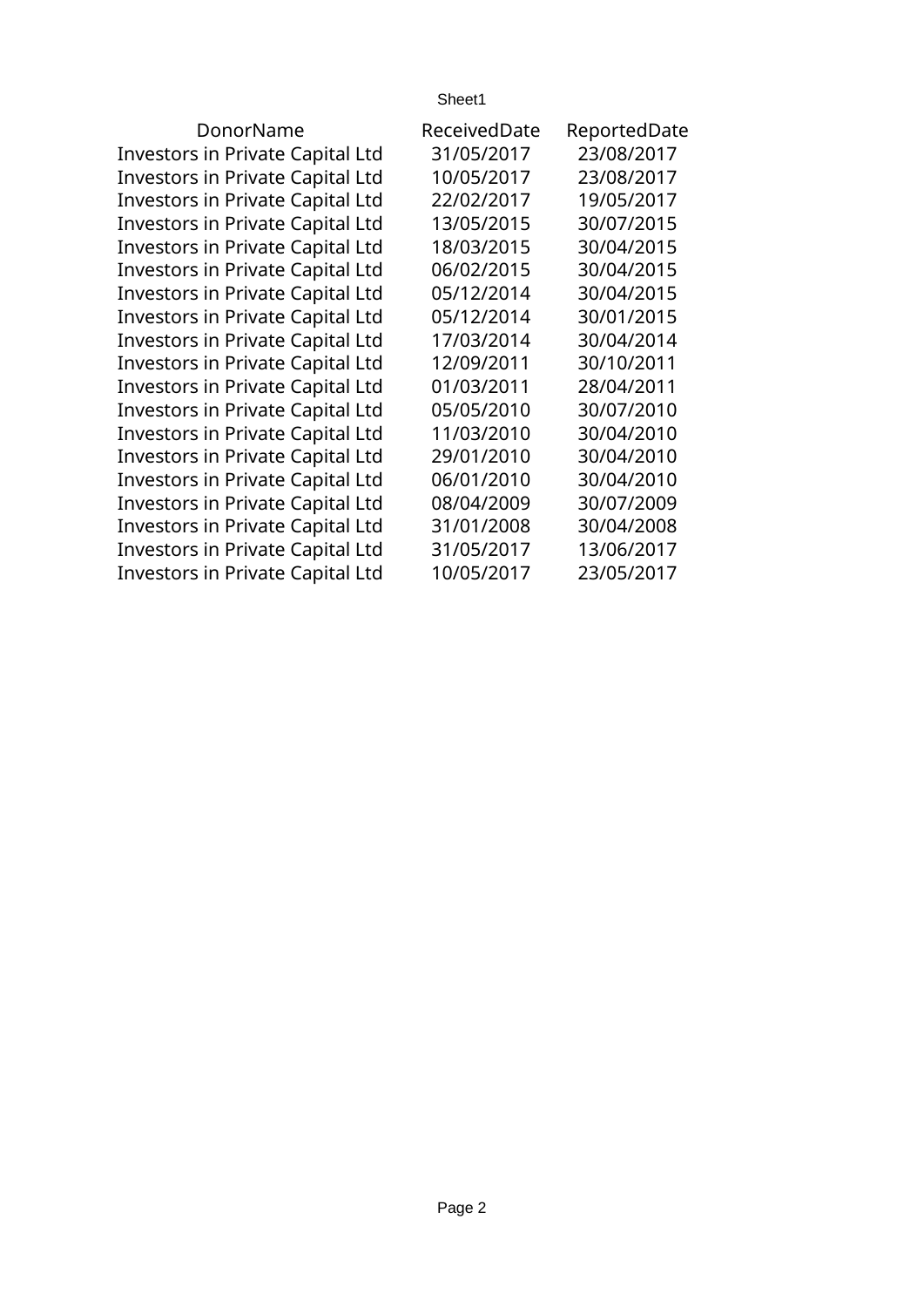| DonorName | ReceivedDate | ReportedDate |
|---|---|---|
| Investors in Private Capital Ltd | 31/05/2017 | 23/08/2017 |
| Investors in Private Capital Ltd | 10/05/2017 | 23/08/2017 |
| Investors in Private Capital Ltd | 22/02/2017 | 19/05/2017 |
| Investors in Private Capital Ltd | 13/05/2015 | 30/07/2015 |
| Investors in Private Capital Ltd | 18/03/2015 | 30/04/2015 |
| Investors in Private Capital Ltd | 06/02/2015 | 30/04/2015 |
| Investors in Private Capital Ltd | 05/12/2014 | 30/04/2015 |
| Investors in Private Capital Ltd | 05/12/2014 | 30/01/2015 |
| Investors in Private Capital Ltd | 17/03/2014 | 30/04/2014 |
| Investors in Private Capital Ltd | 12/09/2011 | 30/10/2011 |
| Investors in Private Capital Ltd | 01/03/2011 | 28/04/2011 |
| Investors in Private Capital Ltd | 05/05/2010 | 30/07/2010 |
| Investors in Private Capital Ltd | 11/03/2010 | 30/04/2010 |
| Investors in Private Capital Ltd | 29/01/2010 | 30/04/2010 |
| Investors in Private Capital Ltd | 06/01/2010 | 30/04/2010 |
| Investors in Private Capital Ltd | 08/04/2009 | 30/07/2009 |
| Investors in Private Capital Ltd | 31/01/2008 | 30/04/2008 |
| Investors in Private Capital Ltd | 31/05/2017 | 13/06/2017 |
| Investors in Private Capital Ltd | 10/05/2017 | 23/05/2017 |